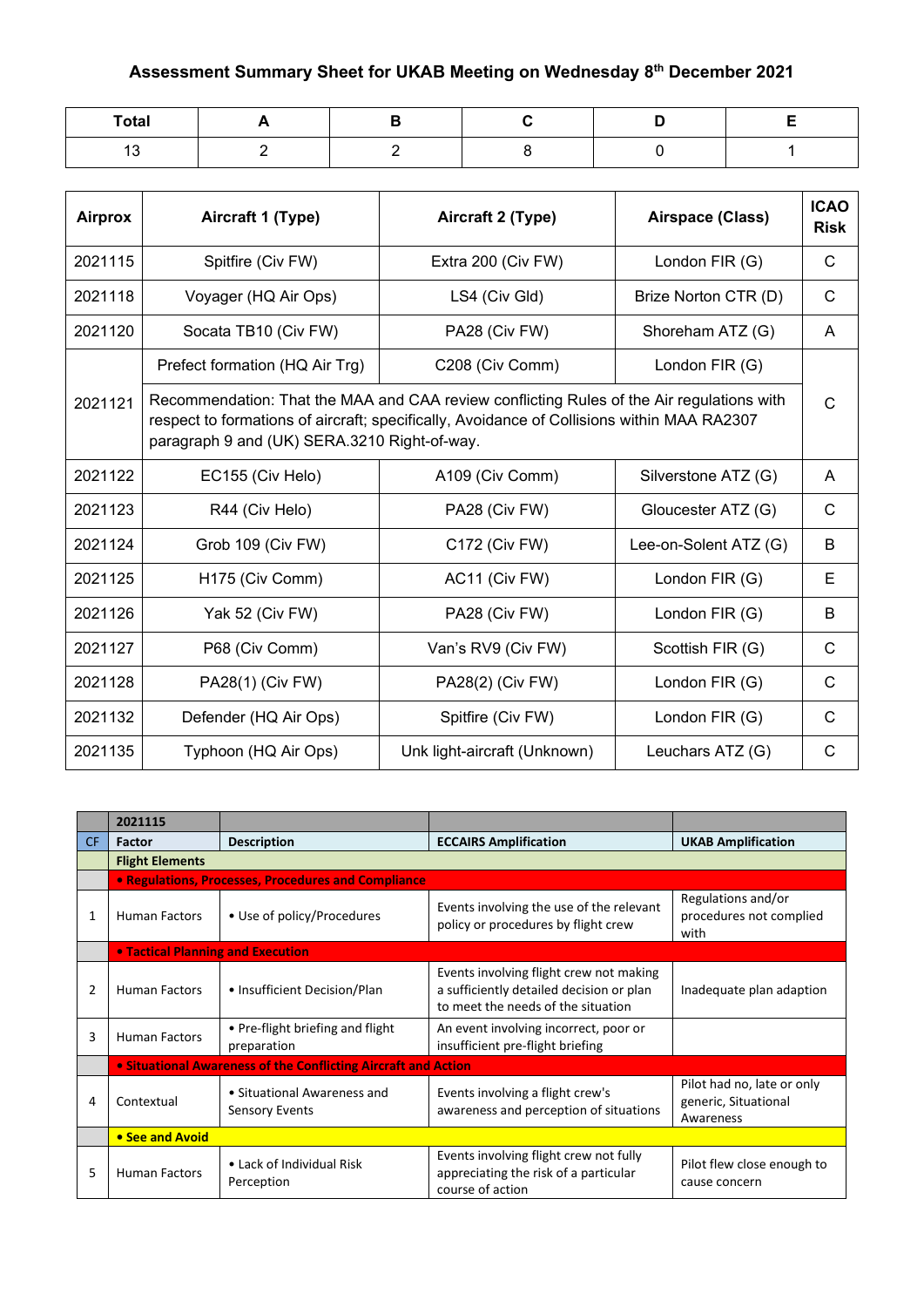# Assessment Summary Sheet for UKAB Meeting on Wednesday 8th December 2021

| Total | A | B | C | D | E |
|---|---|---|---|---|---|
| 13 | 2 | 2 | 8 | 0 | 1 |

| Airprox | Aircraft 1 (Type) | Aircraft 2 (Type) | Airspace (Class) | ICAO Risk |
|---|---|---|---|---|
| 2021115 | Spitfire (Civ FW) | Extra 200 (Civ FW) | London FIR (G) | C |
| 2021118 | Voyager (HQ Air Ops) | LS4 (Civ Gld) | Brize Norton CTR (D) | C |
| 2021120 | Socata TB10 (Civ FW) | PA28 (Civ FW) | Shoreham ATZ (G) | A |
| 2021121 | Prefect formation (HQ Air Trg) | C208 (Civ Comm) | London FIR (G) | C |
| | Recommendation: That the MAA and CAA review conflicting Rules of the Air regulations with respect to formations of aircraft; specifically, Avoidance of Collisions within MAA RA2307 paragraph 9 and (UK) SERA.3210 Right-of-way. | | | |
| 2021122 | EC155 (Civ Helo) | A109 (Civ Comm) | Silverstone ATZ (G) | A |
| 2021123 | R44 (Civ Helo) | PA28 (Civ FW) | Gloucester ATZ (G) | C |
| 2021124 | Grob 109 (Civ FW) | C172 (Civ FW) | Lee-on-Solent ATZ (G) | B |
| 2021125 | H175 (Civ Comm) | AC11 (Civ FW) | London FIR (G) | E |
| 2021126 | Yak 52 (Civ FW) | PA28 (Civ FW) | London FIR (G) | B |
| 2021127 | P68 (Civ Comm) | Van's RV9 (Civ FW) | Scottish FIR (G) | C |
| 2021128 | PA28(1) (Civ FW) | PA28(2) (Civ FW) | London FIR (G) | C |
| 2021132 | Defender (HQ Air Ops) | Spitfire (Civ FW) | London FIR (G) | C |
| 2021135 | Typhoon (HQ Air Ops) | Unk light-aircraft (Unknown) | Leuchars ATZ (G) | C |

| | 2021115 | | | |
|---|---|---|---|---|
| CF | Factor | Description | ECCAIRS Amplification | UKAB Amplification |
| | Flight Elements | | | |
| | • Regulations, Processes, Procedures and Compliance | | | |
| 1 | Human Factors | • Use of policy/Procedures | Events involving the use of the relevant policy or procedures by flight crew | Regulations and/or procedures not complied with |
| | • Tactical Planning and Execution | | | |
| 2 | Human Factors | • Insufficient Decision/Plan | Events involving flight crew not making a sufficiently detailed decision or plan to meet the needs of the situation | Inadequate plan adaption |
| 3 | Human Factors | • Pre-flight briefing and flight preparation | An event involving incorrect, poor or insufficient pre-flight briefing | |
| | • Situational Awareness of the Conflicting Aircraft and Action | | | |
| 4 | Contextual | • Situational Awareness and Sensory Events | Events involving a flight crew's awareness and perception of situations | Pilot had no, late or only generic, Situational Awareness |
| | • See and Avoid | | | |
| 5 | Human Factors | • Lack of Individual Risk Perception | Events involving flight crew not fully appreciating the risk of a particular course of action | Pilot flew close enough to cause concern |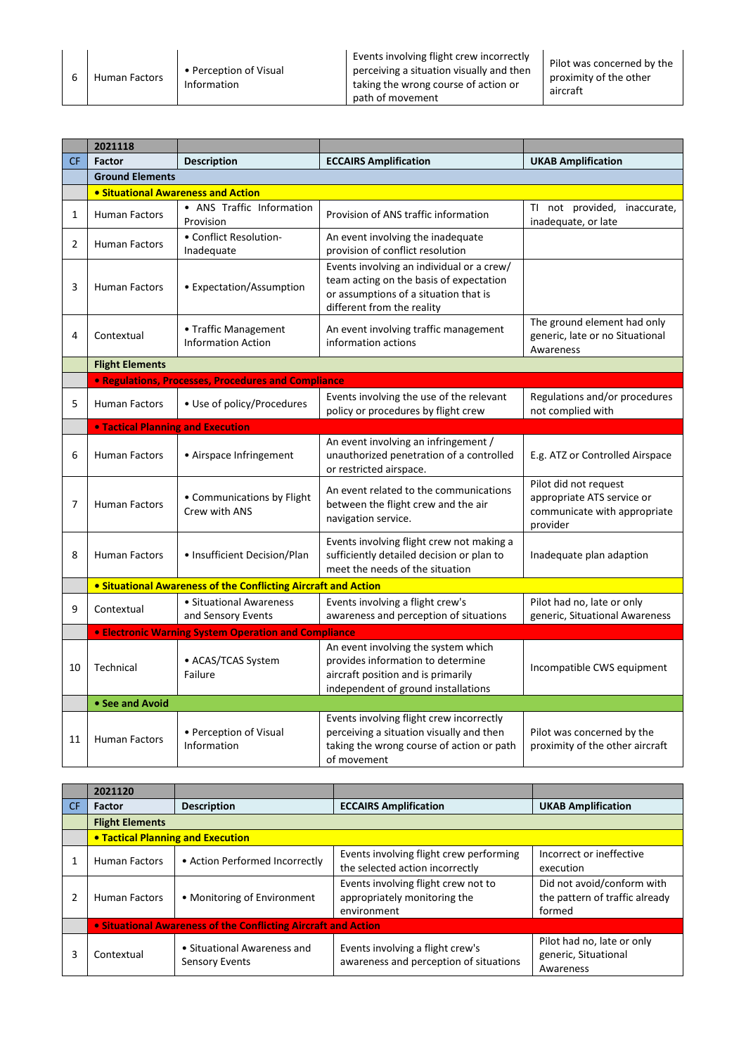| 6 | Human Factors | • Perception of Visual Information | Events involving flight crew incorrectly perceiving a situation visually and then taking the wrong course of action or path of movement | Pilot was concerned by the proximity of the other aircraft |
|---|---|---|---|---|

| | 2021118 | | | |
|---|---|---|---|---|
| CF | Factor | Description | ECCAIRS Amplification | UKAB Amplification |
| | Ground Elements | | | |
| | • Situational Awareness and Action | | | |
| 1 | Human Factors | • ANS Traffic Information Provision | Provision of ANS traffic information | TI not provided, inaccurate, inadequate, or late |
| 2 | Human Factors | • Conflict Resolution- Inadequate | An event involving the inadequate provision of conflict resolution | |
| 3 | Human Factors | • Expectation/Assumption | Events involving an individual or a crew/ team acting on the basis of expectation or assumptions of a situation that is different from the reality | |
| 4 | Contextual | • Traffic Management Information Action | An event involving traffic management information actions | The ground element had only generic, late or no Situational Awareness |
| | Flight Elements | | | |
| | • Regulations, Processes, Procedures and Compliance | | | |
| 5 | Human Factors | • Use of policy/Procedures | Events involving the use of the relevant policy or procedures by flight crew | Regulations and/or procedures not complied with |
| | • Tactical Planning and Execution | | | |
| 6 | Human Factors | • Airspace Infringement | An event involving an infringement / unauthorized penetration of a controlled or restricted airspace. | E.g. ATZ or Controlled Airspace |
| 7 | Human Factors | • Communications by Flight Crew with ANS | An event related to the communications between the flight crew and the air navigation service. | Pilot did not request appropriate ATS service or communicate with appropriate provider |
| 8 | Human Factors | • Insufficient Decision/Plan | Events involving flight crew not making a sufficiently detailed decision or plan to meet the needs of the situation | Inadequate plan adaption |
| | • Situational Awareness of the Conflicting Aircraft and Action | | | |
| 9 | Contextual | • Situational Awareness and Sensory Events | Events involving a flight crew's awareness and perception of situations | Pilot had no, late or only generic, Situational Awareness |
| | • Electronic Warning System Operation and Compliance | | | |
| 10 | Technical | • ACAS/TCAS System Failure | An event involving the system which provides information to determine aircraft position and is primarily independent of ground installations | Incompatible CWS equipment |
| | • See and Avoid | | | |
| 11 | Human Factors | • Perception of Visual Information | Events involving flight crew incorrectly perceiving a situation visually and then taking the wrong course of action or path of movement | Pilot was concerned by the proximity of the other aircraft |

| | 2021120 | | | |
|---|---|---|---|---|
| CF | Factor | Description | ECCAIRS Amplification | UKAB Amplification |
| | Flight Elements | | | |
| | • Tactical Planning and Execution | | | |
| 1 | Human Factors | • Action Performed Incorrectly | Events involving flight crew performing the selected action incorrectly | Incorrect or ineffective execution |
| 2 | Human Factors | • Monitoring of Environment | Events involving flight crew not to appropriately monitoring the environment | Did not avoid/conform with the pattern of traffic already formed |
| | • Situational Awareness of the Conflicting Aircraft and Action | | | |
| 3 | Contextual | • Situational Awareness and Sensory Events | Events involving a flight crew's awareness and perception of situations | Pilot had no, late or only generic, Situational Awareness |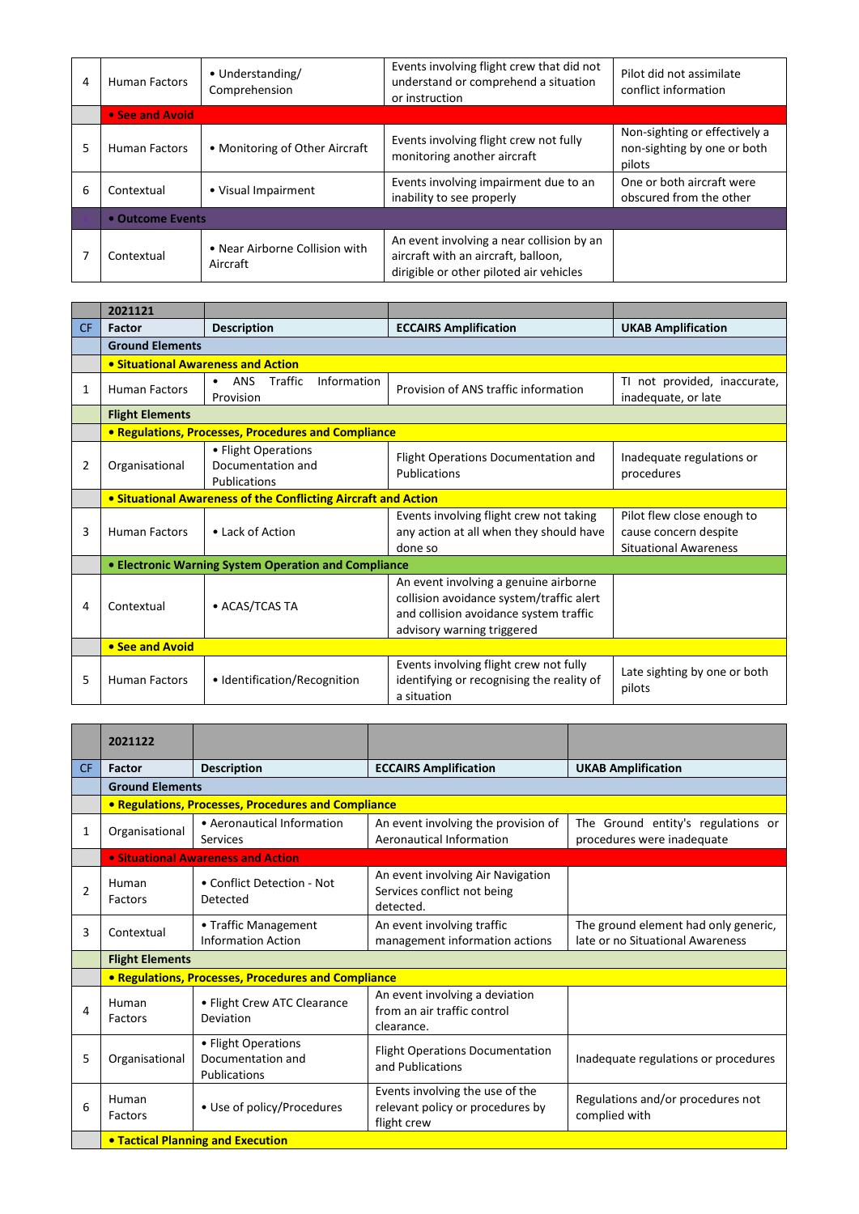| | | | | |
|---|---|---|---|---|
| 4 | Human Factors | • Understanding/ Comprehension | Events involving flight crew that did not understand or comprehend a situation or instruction | Pilot did not assimilate conflict information |
| | **• See and Avoid** | | | |
| 5 | Human Factors | • Monitoring of Other Aircraft | Events involving flight crew not fully monitoring another aircraft | Non-sighting or effectively a non-sighting by one or both pilots |
| 6 | Contextual | • Visual Impairment | Events involving impairment due to an inability to see properly | One or both aircraft were obscured from the other |
| | **• Outcome Events** | | | |
| 7 | Contextual | • Near Airborne Collision with Aircraft | An event involving a near collision by an aircraft with an aircraft, balloon, dirigible or other piloted air vehicles | |

| | **2021121** | | | |
|---|---|---|---|---|
| **CF** | **Factor** | **Description** | **ECCAIRS Amplification** | **UKAB Amplification** |
| | **Ground Elements** | | | |
| | **• Situational Awareness and Action** | | | |
| 1 | Human Factors | • ANS Traffic Information Provision | Provision of ANS traffic information | TI not provided, inaccurate, inadequate, or late |
| | **Flight Elements** | | | |
| | **• Regulations, Processes, Procedures and Compliance** | | | |
| 2 | Organisational | • Flight Operations Documentation and Publications | Flight Operations Documentation and Publications | Inadequate regulations or procedures |
| | **• Situational Awareness of the Conflicting Aircraft and Action** | | | |
| 3 | Human Factors | • Lack of Action | Events involving flight crew not taking any action at all when they should have done so | Pilot flew close enough to cause concern despite Situational Awareness |
| | **• Electronic Warning System Operation and Compliance** | | | |
| 4 | Contextual | • ACAS/TCAS TA | An event involving a genuine airborne collision avoidance system/traffic alert and collision avoidance system traffic advisory warning triggered | |
| | **• See and Avoid** | | | |
| 5 | Human Factors | • Identification/Recognition | Events involving flight crew not fully identifying or recognising the reality of a situation | Late sighting by one or both pilots |

| | **2021122** | | | |
|---|---|---|---|---|
| **CF** | **Factor** | **Description** | **ECCAIRS Amplification** | **UKAB Amplification** |
| | **Ground Elements** | | | |
| | **• Regulations, Processes, Procedures and Compliance** | | | |
| 1 | Organisational | • Aeronautical Information Services | An event involving the provision of Aeronautical Information | The Ground entity's regulations or procedures were inadequate |
| | **• Situational Awareness and Action** | | | |
| 2 | Human Factors | • Conflict Detection - Not Detected | An event involving Air Navigation Services conflict not being detected. | |
| 3 | Contextual | • Traffic Management Information Action | An event involving traffic management information actions | The ground element had only generic, late or no Situational Awareness |
| | **Flight Elements** | | | |
| | **• Regulations, Processes, Procedures and Compliance** | | | |
| 4 | Human Factors | • Flight Crew ATC Clearance Deviation | An event involving a deviation from an air traffic control clearance. | |
| 5 | Organisational | • Flight Operations Documentation and Publications | Flight Operations Documentation and Publications | Inadequate regulations or procedures |
| 6 | Human Factors | • Use of policy/Procedures | Events involving the use of the relevant policy or procedures by flight crew | Regulations and/or procedures not complied with |
| | **• Tactical Planning and Execution** | | | |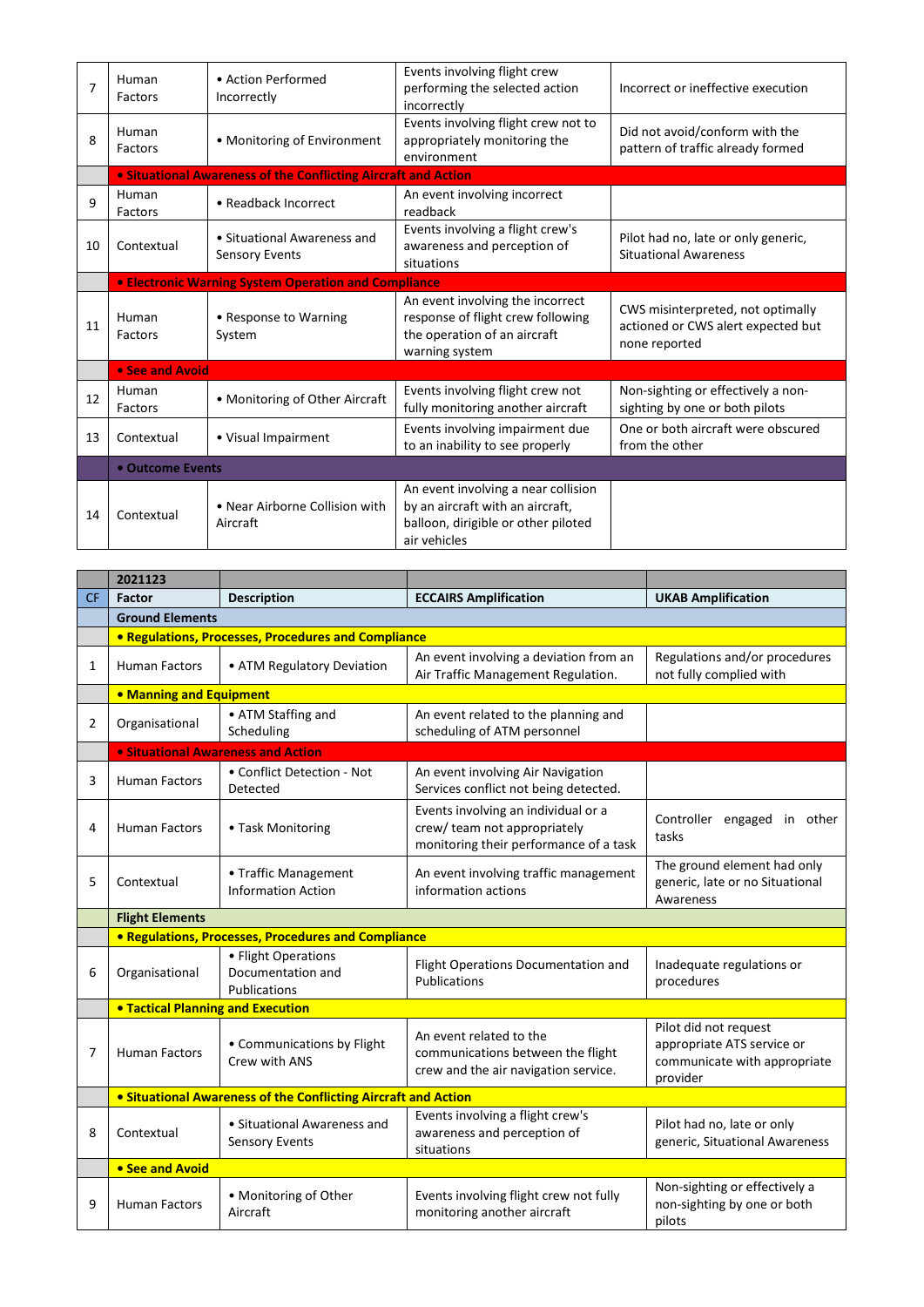| | | | | |
|---|---|---|---|---|
| 7 | Human Factors | • Action Performed Incorrectly | Events involving flight crew performing the selected action incorrectly | Incorrect or ineffective execution |
| 8 | Human Factors | • Monitoring of Environment | Events involving flight crew not to appropriately monitoring the environment | Did not avoid/conform with the pattern of traffic already formed |
| | **• Situational Awareness of the Conflicting Aircraft and Action** | | | |
| 9 | Human Factors | • Readback Incorrect | An event involving incorrect readback | |
| 10 | Contextual | • Situational Awareness and Sensory Events | Events involving a flight crew's awareness and perception of situations | Pilot had no, late or only generic, Situational Awareness |
| | **• Electronic Warning System Operation and Compliance** | | | |
| 11 | Human Factors | • Response to Warning System | An event involving the incorrect response of flight crew following the operation of an aircraft warning system | CWS misinterpreted, not optimally actioned or CWS alert expected but none reported |
| | **• See and Avoid** | | | |
| 12 | Human Factors | • Monitoring of Other Aircraft | Events involving flight crew not fully monitoring another aircraft | Non-sighting or effectively a non-sighting by one or both pilots |
| 13 | Contextual | • Visual Impairment | Events involving impairment due to an inability to see properly | One or both aircraft were obscured from the other |
| | **• Outcome Events** | | | |
| 14 | Contextual | • Near Airborne Collision with Aircraft | An event involving a near collision by an aircraft with an aircraft, balloon, dirigible or other piloted air vehicles | |

| | **2021123** | | | |
|---|---|---|---|---|
| **CF** | **Factor** | **Description** | **ECCAIRS Amplification** | **UKAB Amplification** |
| | **Ground Elements** | | | |
| | **• Regulations, Processes, Procedures and Compliance** | | | |
| 1 | Human Factors | • ATM Regulatory Deviation | An event involving a deviation from an Air Traffic Management Regulation. | Regulations and/or procedures not fully complied with |
| | **• Manning and Equipment** | | | |
| 2 | Organisational | • ATM Staffing and Scheduling | An event related to the planning and scheduling of ATM personnel | |
| | **• Situational Awareness and Action** | | | |
| 3 | Human Factors | • Conflict Detection - Not Detected | An event involving Air Navigation Services conflict not being detected. | |
| 4 | Human Factors | • Task Monitoring | Events involving an individual or a crew/ team not appropriately monitoring their performance of a task | Controller engaged in other tasks |
| 5 | Contextual | • Traffic Management Information Action | An event involving traffic management information actions | The ground element had only generic, late or no Situational Awareness |
| | **Flight Elements** | | | |
| | **• Regulations, Processes, Procedures and Compliance** | | | |
| 6 | Organisational | • Flight Operations Documentation and Publications | Flight Operations Documentation and Publications | Inadequate regulations or procedures |
| | **• Tactical Planning and Execution** | | | |
| 7 | Human Factors | • Communications by Flight Crew with ANS | An event related to the communications between the flight crew and the air navigation service. | Pilot did not request appropriate ATS service or communicate with appropriate provider |
| | **• Situational Awareness of the Conflicting Aircraft and Action** | | | |
| 8 | Contextual | • Situational Awareness and Sensory Events | Events involving a flight crew's awareness and perception of situations | Pilot had no, late or only generic, Situational Awareness |
| | **• See and Avoid** | | | |
| 9 | Human Factors | • Monitoring of Other Aircraft | Events involving flight crew not fully monitoring another aircraft | Non-sighting or effectively a non-sighting by one or both pilots |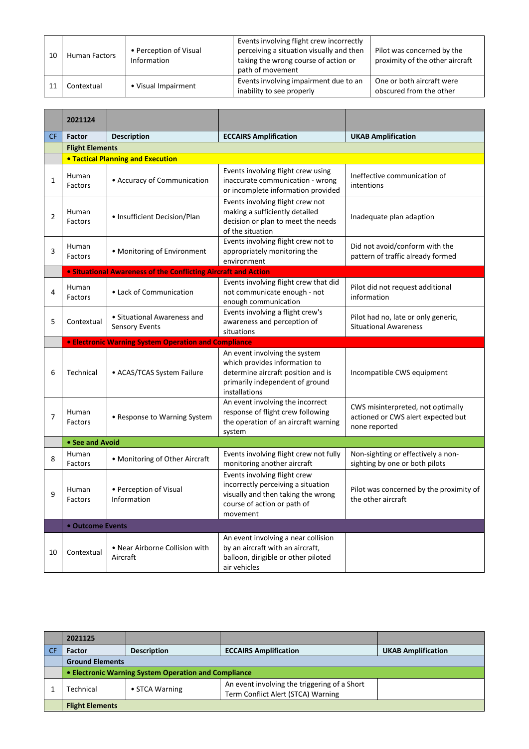| | | | | |
|---|---|---|---|---|
| 10 | Human Factors | • Perception of Visual Information | Events involving flight crew incorrectly perceiving a situation visually and then taking the wrong course of action or path of movement | Pilot was concerned by the proximity of the other aircraft |
| 11 | Contextual | • Visual Impairment | Events involving impairment due to an inability to see properly | One or both aircraft were obscured from the other |

| | 2021124 | | | |
|---|---|---|---|---|
| CF | Factor | Description | ECCAIRS Amplification | UKAB Amplification |
| | **Flight Elements** | | | |
| | **• Tactical Planning and Execution** | | | |
| 1 | Human Factors | • Accuracy of Communication | Events involving flight crew using inaccurate communication - wrong or incomplete information provided | Ineffective communication of intentions |
| 2 | Human Factors | • Insufficient Decision/Plan | Events involving flight crew not making a sufficiently detailed decision or plan to meet the needs of the situation | Inadequate plan adaption |
| 3 | Human Factors | • Monitoring of Environment | Events involving flight crew not to appropriately monitoring the environment | Did not avoid/conform with the pattern of traffic already formed |
| | **• Situational Awareness of the Conflicting Aircraft and Action** | | | |
| 4 | Human Factors | • Lack of Communication | Events involving flight crew that did not communicate enough - not enough communication | Pilot did not request additional information |
| 5 | Contextual | • Situational Awareness and Sensory Events | Events involving a flight crew's awareness and perception of situations | Pilot had no, late or only generic, Situational Awareness |
| | **• Electronic Warning System Operation and Compliance** | | | |
| 6 | Technical | • ACAS/TCAS System Failure | An event involving the system which provides information to determine aircraft position and is primarily independent of ground installations | Incompatible CWS equipment |
| 7 | Human Factors | • Response to Warning System | An event involving the incorrect response of flight crew following the operation of an aircraft warning system | CWS misinterpreted, not optimally actioned or CWS alert expected but none reported |
| | **• See and Avoid** | | | |
| 8 | Human Factors | • Monitoring of Other Aircraft | Events involving flight crew not fully monitoring another aircraft | Non-sighting or effectively a non-sighting by one or both pilots |
| 9 | Human Factors | • Perception of Visual Information | Events involving flight crew incorrectly perceiving a situation visually and then taking the wrong course of action or path of movement | Pilot was concerned by the proximity of the other aircraft |
| | **• Outcome Events** | | | |
| 10 | Contextual | • Near Airborne Collision with Aircraft | An event involving a near collision by an aircraft with an aircraft, balloon, dirigible or other piloted air vehicles | |

| | 2021125 | | | |
|---|---|---|---|---|
| CF | Factor | Description | ECCAIRS Amplification | UKAB Amplification |
| | **Ground Elements** | | | |
| | **• Electronic Warning System Operation and Compliance** | | | |
| 1 | Technical | • STCA Warning | An event involving the triggering of a Short Term Conflict Alert (STCA) Warning | |
| | **Flight Elements** | | | |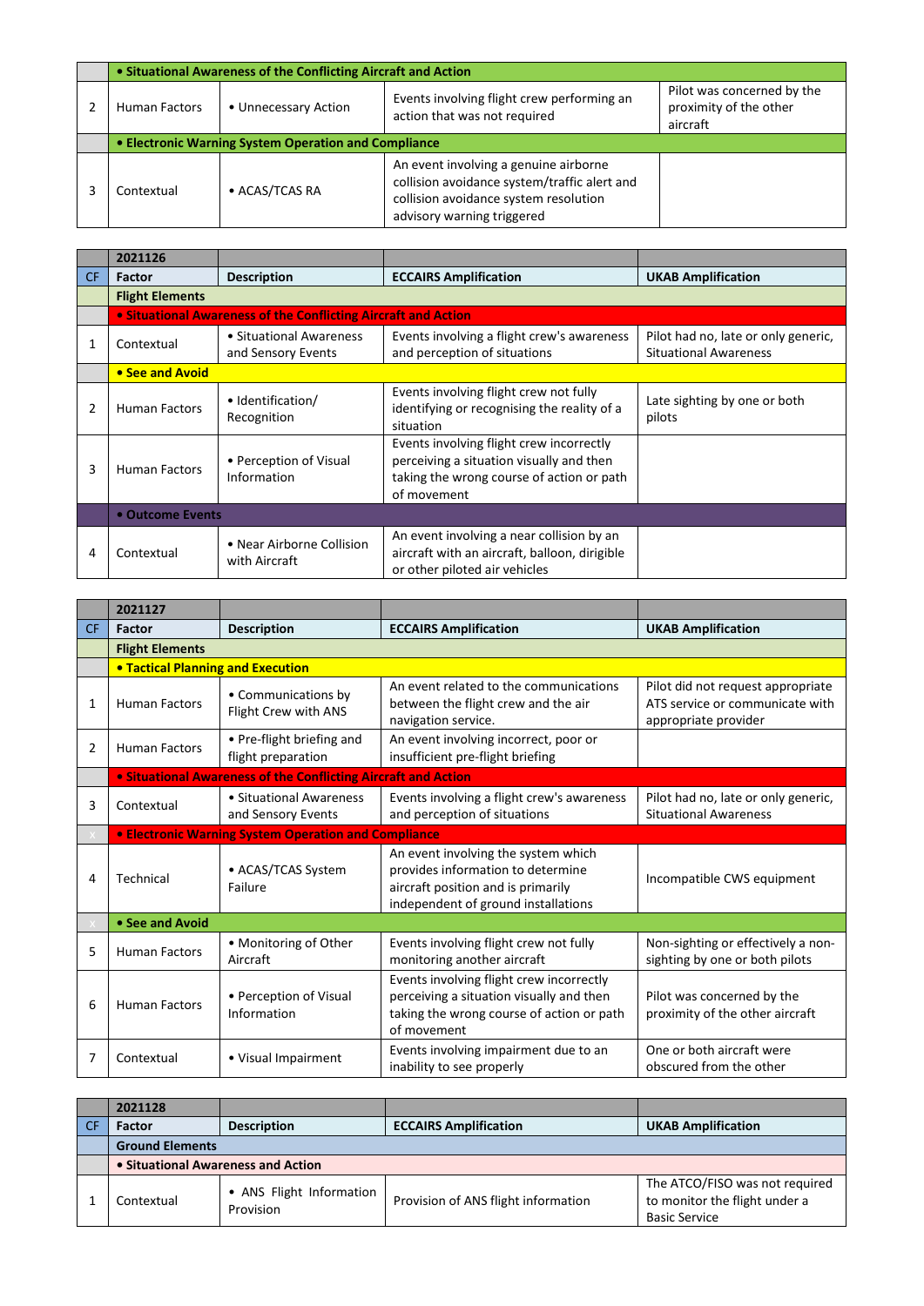| | • Situational Awareness of the Conflicting Aircraft and Action | | | |
|---|---|---|---|---|
| 2 | Human Factors | • Unnecessary Action | Events involving flight crew performing an action that was not required | Pilot was concerned by the proximity of the other aircraft |
| | • Electronic Warning System Operation and Compliance | | | |
| 3 | Contextual | • ACAS/TCAS RA | An event involving a genuine airborne collision avoidance system/traffic alert and collision avoidance system resolution advisory warning triggered | |

| | 2021126 | | | |
|---|---|---|---|---|
| CF | Factor | Description | ECCAIRS Amplification | UKAB Amplification |
| | Flight Elements | | | |
| | • Situational Awareness of the Conflicting Aircraft and Action | | | |
| 1 | Contextual | • Situational Awareness and Sensory Events | Events involving a flight crew's awareness and perception of situations | Pilot had no, late or only generic, Situational Awareness |
| | • See and Avoid | | | |
| 2 | Human Factors | • Identification/ Recognition | Events involving flight crew not fully identifying or recognising the reality of a situation | Late sighting by one or both pilots |
| 3 | Human Factors | • Perception of Visual Information | Events involving flight crew incorrectly perceiving a situation visually and then taking the wrong course of action or path of movement | |
| | • Outcome Events | | | |
| 4 | Contextual | • Near Airborne Collision with Aircraft | An event involving a near collision by an aircraft with an aircraft, balloon, dirigible or other piloted air vehicles | |

| | 2021127 | | | |
|---|---|---|---|---|
| CF | Factor | Description | ECCAIRS Amplification | UKAB Amplification |
| | Flight Elements | | | |
| | • Tactical Planning and Execution | | | |
| 1 | Human Factors | • Communications by Flight Crew with ANS | An event related to the communications between the flight crew and the air navigation service. | Pilot did not request appropriate ATS service or communicate with appropriate provider |
| 2 | Human Factors | • Pre-flight briefing and flight preparation | An event involving incorrect, poor or insufficient pre-flight briefing | |
| | • Situational Awareness of the Conflicting Aircraft and Action | | | |
| 3 | Contextual | • Situational Awareness and Sensory Events | Events involving a flight crew's awareness and perception of situations | Pilot had no, late or only generic, Situational Awareness |
| x | • Electronic Warning System Operation and Compliance | | | |
| 4 | Technical | • ACAS/TCAS System Failure | An event involving the system which provides information to determine aircraft position and is primarily independent of ground installations | Incompatible CWS equipment |
| x | • See and Avoid | | | |
| 5 | Human Factors | • Monitoring of Other Aircraft | Events involving flight crew not fully monitoring another aircraft | Non-sighting or effectively a non-sighting by one or both pilots |
| 6 | Human Factors | • Perception of Visual Information | Events involving flight crew incorrectly perceiving a situation visually and then taking the wrong course of action or path of movement | Pilot was concerned by the proximity of the other aircraft |
| 7 | Contextual | • Visual Impairment | Events involving impairment due to an inability to see properly | One or both aircraft were obscured from the other |

| | 2021128 | | | |
|---|---|---|---|---|
| CF | Factor | Description | ECCAIRS Amplification | UKAB Amplification |
| | Ground Elements | | | |
| | • Situational Awareness and Action | | | |
| 1 | Contextual | • ANS Flight Information Provision | Provision of ANS flight information | The ATCO/FISO was not required to monitor the flight under a Basic Service |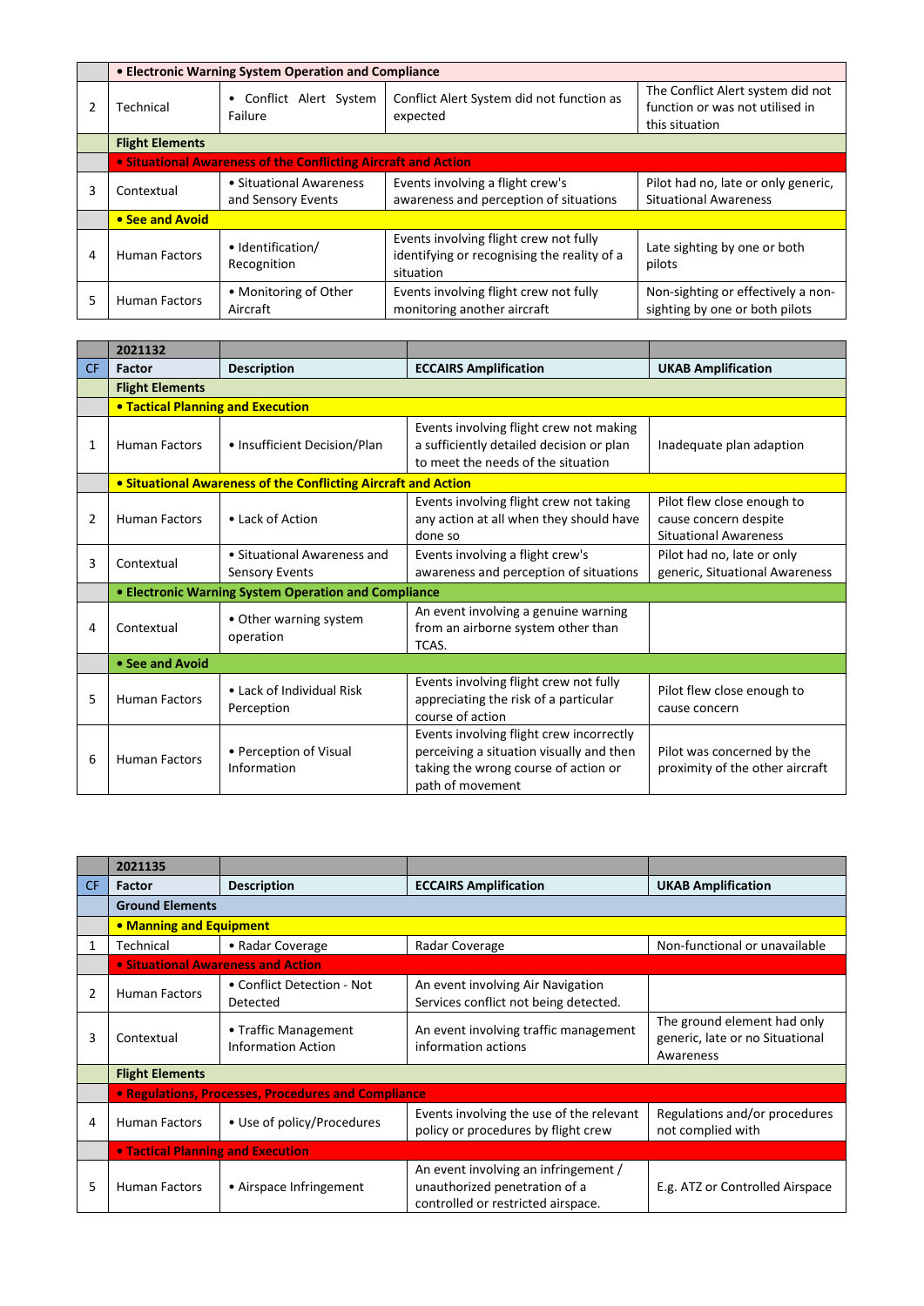| | • Electronic Warning System Operation and Compliance | | | |
|---|---|---|---|---|
| 2 | Technical | • Conflict Alert System Failure | Conflict Alert System did not function as expected | The Conflict Alert system did not function or was not utilised in this situation |
| | Flight Elements | | | |
| | • Situational Awareness of the Conflicting Aircraft and Action | | | |
| 3 | Contextual | • Situational Awareness and Sensory Events | Events involving a flight crew's awareness and perception of situations | Pilot had no, late or only generic, Situational Awareness |
| | • See and Avoid | | | |
| 4 | Human Factors | • Identification/ Recognition | Events involving flight crew not fully identifying or recognising the reality of a situation | Late sighting by one or both pilots |
| 5 | Human Factors | • Monitoring of Other Aircraft | Events involving flight crew not fully monitoring another aircraft | Non-sighting or effectively a non-sighting by one or both pilots |

| | 2021132 | | | |
|---|---|---|---|---|
| CF | Factor | Description | ECCAIRS Amplification | UKAB Amplification |
| | Flight Elements | | | |
| | • Tactical Planning and Execution | | | |
| 1 | Human Factors | • Insufficient Decision/Plan | Events involving flight crew not making a sufficiently detailed decision or plan to meet the needs of the situation | Inadequate plan adaption |
| | • Situational Awareness of the Conflicting Aircraft and Action | | | |
| 2 | Human Factors | • Lack of Action | Events involving flight crew not taking any action at all when they should have done so | Pilot flew close enough to cause concern despite Situational Awareness |
| 3 | Contextual | • Situational Awareness and Sensory Events | Events involving a flight crew's awareness and perception of situations | Pilot had no, late or only generic, Situational Awareness |
| | • Electronic Warning System Operation and Compliance | | | |
| 4 | Contextual | • Other warning system operation | An event involving a genuine warning from an airborne system other than TCAS. | |
| | • See and Avoid | | | |
| 5 | Human Factors | • Lack of Individual Risk Perception | Events involving flight crew not fully appreciating the risk of a particular course of action | Pilot flew close enough to cause concern |
| 6 | Human Factors | • Perception of Visual Information | Events involving flight crew incorrectly perceiving a situation visually and then taking the wrong course of action or path of movement | Pilot was concerned by the proximity of the other aircraft |

| | 2021135 | | | |
|---|---|---|---|---|
| CF | Factor | Description | ECCAIRS Amplification | UKAB Amplification |
| | Ground Elements | | | |
| | • Manning and Equipment | | | |
| 1 | Technical | • Radar Coverage | Radar Coverage | Non-functional or unavailable |
| | • Situational Awareness and Action | | | |
| 2 | Human Factors | • Conflict Detection - Not Detected | An event involving Air Navigation Services conflict not being detected. | |
| 3 | Contextual | • Traffic Management Information Action | An event involving traffic management information actions | The ground element had only generic, late or no Situational Awareness |
| | Flight Elements | | | |
| | • Regulations, Processes, Procedures and Compliance | | | |
| 4 | Human Factors | • Use of policy/Procedures | Events involving the use of the relevant policy or procedures by flight crew | Regulations and/or procedures not complied with |
| | • Tactical Planning and Execution | | | |
| 5 | Human Factors | • Airspace Infringement | An event involving an infringement / unauthorized penetration of a controlled or restricted airspace. | E.g. ATZ or Controlled Airspace |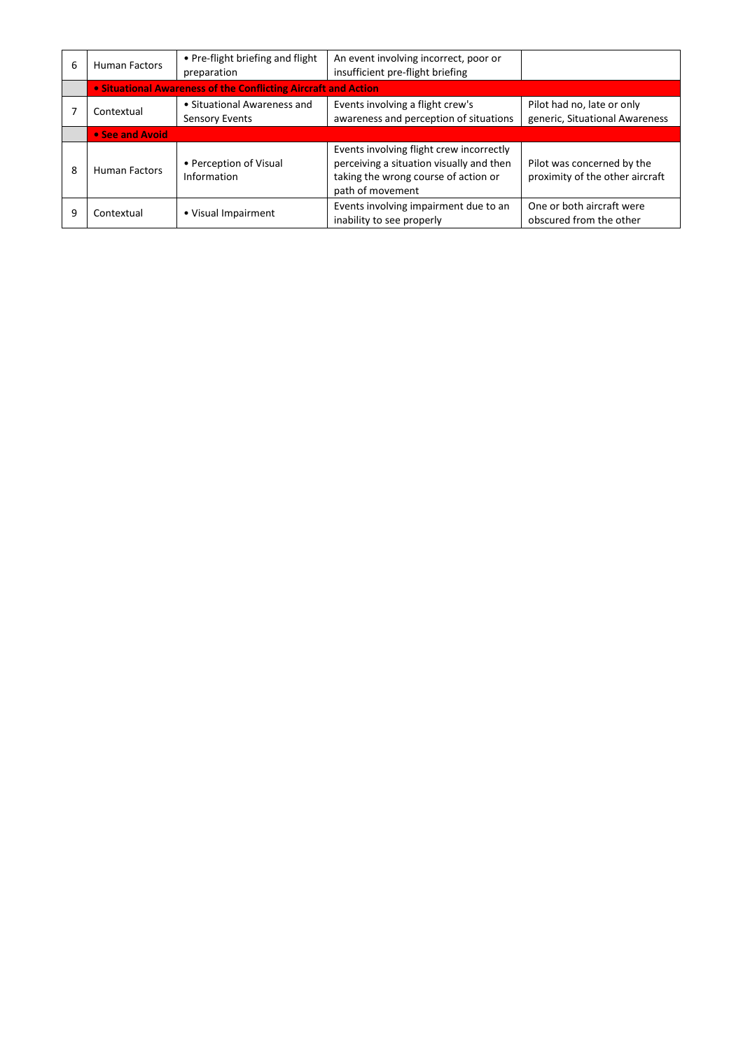| | | | | |
|---|---|---|---|---|
| 6 | Human Factors | • Pre-flight briefing and flight preparation | An event involving incorrect, poor or insufficient pre-flight briefing | |
| | **• Situational Awareness of the Conflicting Aircraft and Action** | | | |
| 7 | Contextual | • Situational Awareness and Sensory Events | Events involving a flight crew's awareness and perception of situations | Pilot had no, late or only generic, Situational Awareness |
| | **• See and Avoid** | | | |
| 8 | Human Factors | • Perception of Visual Information | Events involving flight crew incorrectly perceiving a situation visually and then taking the wrong course of action or path of movement | Pilot was concerned by the proximity of the other aircraft |
| 9 | Contextual | • Visual Impairment | Events involving impairment due to an inability to see properly | One or both aircraft were obscured from the other |